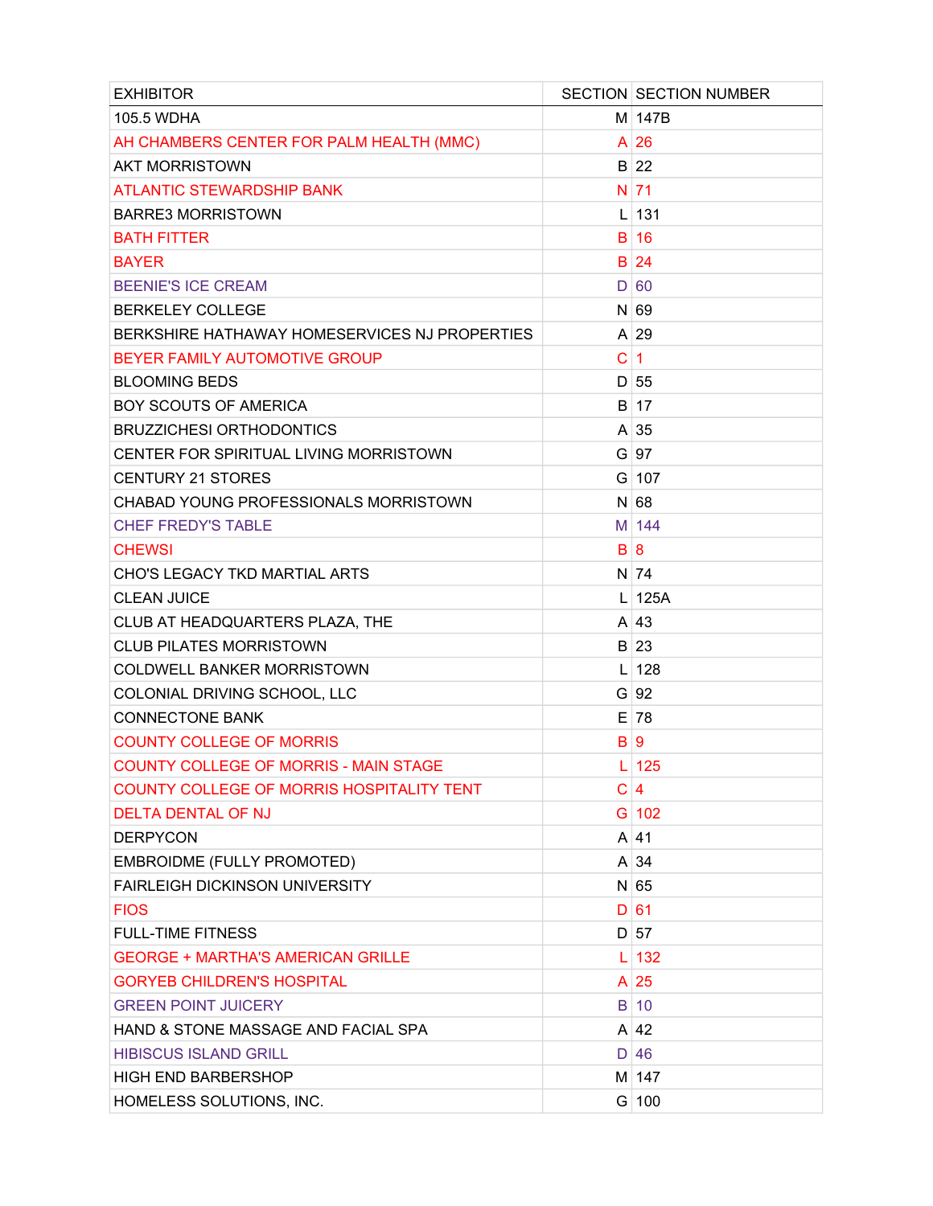| EXHIBITOR | SECTION | SECTION NUMBER |
| --- | --- | --- |
| 105.5 WDHA | M | 147B |
| AH CHAMBERS CENTER FOR PALM HEALTH (MMC) | A | 26 |
| AKT MORRISTOWN | B | 22 |
| ATLANTIC STEWARDSHIP BANK | N | 71 |
| BARRE3 MORRISTOWN | L | 131 |
| BATH FITTER | B | 16 |
| BAYER | B | 24 |
| BEENIE'S ICE CREAM | D | 60 |
| BERKELEY COLLEGE | N | 69 |
| BERKSHIRE HATHAWAY HOMESERVICES NJ PROPERTIES | A | 29 |
| BEYER FAMILY AUTOMOTIVE GROUP | C | 1 |
| BLOOMING BEDS | D | 55 |
| BOY SCOUTS OF AMERICA | B | 17 |
| BRUZZICHESI ORTHODONTICS | A | 35 |
| CENTER FOR SPIRITUAL LIVING MORRISTOWN | G | 97 |
| CENTURY 21 STORES | G | 107 |
| CHABAD YOUNG PROFESSIONALS MORRISTOWN | N | 68 |
| CHEF FREDY'S TABLE | M | 144 |
| CHEWSI | B | 8 |
| CHO'S LEGACY TKD MARTIAL ARTS | N | 74 |
| CLEAN JUICE | L | 125A |
| CLUB AT HEADQUARTERS PLAZA, THE | A | 43 |
| CLUB PILATES MORRISTOWN | B | 23 |
| COLDWELL BANKER MORRISTOWN | L | 128 |
| COLONIAL DRIVING SCHOOL, LLC | G | 92 |
| CONNECTONE BANK | E | 78 |
| COUNTY COLLEGE OF MORRIS | B | 9 |
| COUNTY COLLEGE OF MORRIS - MAIN STAGE | L | 125 |
| COUNTY COLLEGE OF MORRIS HOSPITALITY TENT | C | 4 |
| DELTA DENTAL OF NJ | G | 102 |
| DERPYCON | A | 41 |
| EMBROIDME (FULLY PROMOTED) | A | 34 |
| FAIRLEIGH DICKINSON UNIVERSITY | N | 65 |
| FIOS | D | 61 |
| FULL-TIME FITNESS | D | 57 |
| GEORGE + MARTHA'S AMERICAN GRILLE | L | 132 |
| GORYEB CHILDREN'S HOSPITAL | A | 25 |
| GREEN POINT JUICERY | B | 10 |
| HAND & STONE MASSAGE AND FACIAL SPA | A | 42 |
| HIBISCUS ISLAND GRILL | D | 46 |
| HIGH END BARBERSHOP | M | 147 |
| HOMELESS SOLUTIONS, INC. | G | 100 |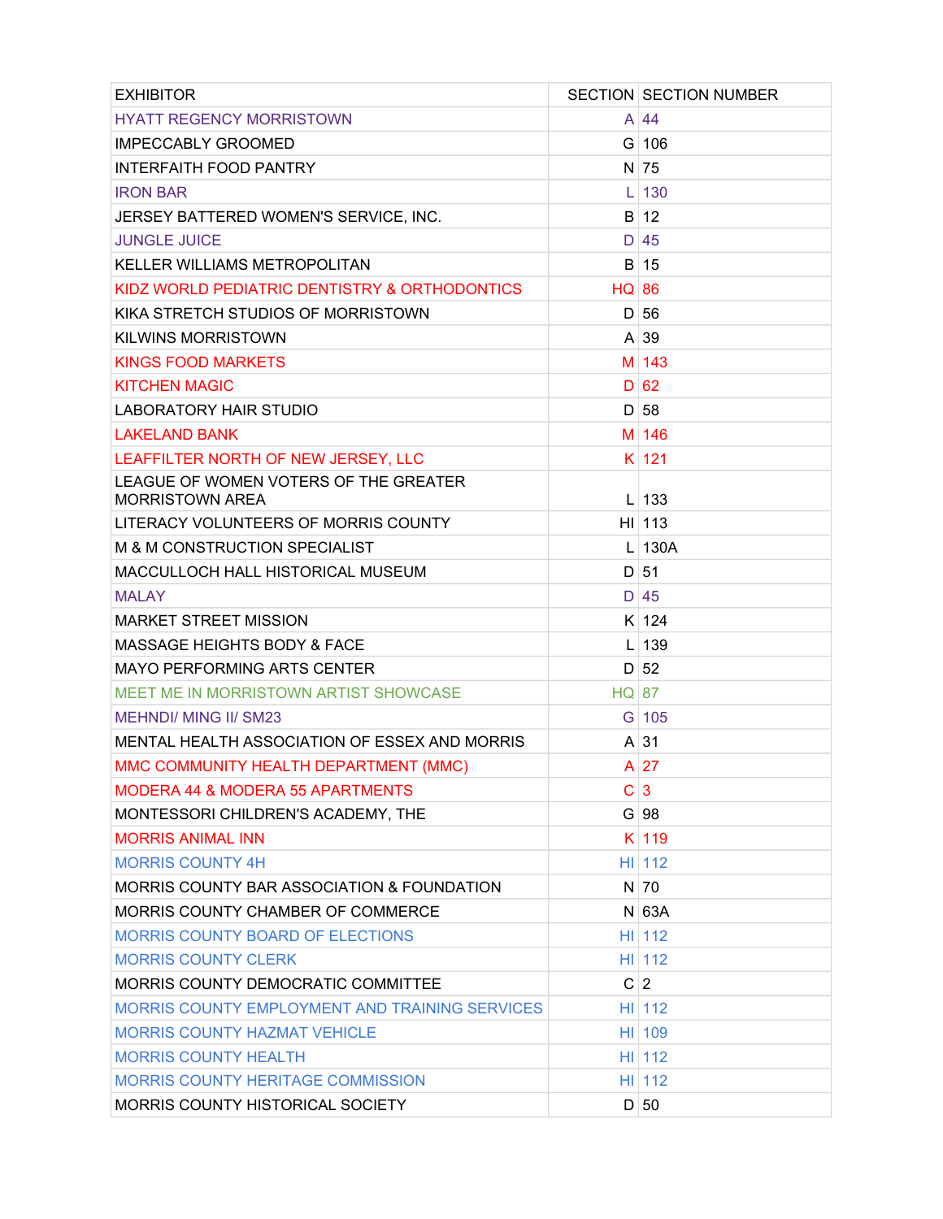| EXHIBITOR | SECTION | SECTION NUMBER |
|---|---|---|
| HYATT REGENCY MORRISTOWN | A | 44 |
| IMPECCABLY GROOMED | G | 106 |
| INTERFAITH FOOD PANTRY | N | 75 |
| IRON BAR | L | 130 |
| JERSEY BATTERED WOMEN'S SERVICE, INC. | B | 12 |
| JUNGLE JUICE | D | 45 |
| KELLER WILLIAMS METROPOLITAN | B | 15 |
| KIDZ WORLD PEDIATRIC DENTISTRY & ORTHODONTICS | HQ | 86 |
| KIKA STRETCH STUDIOS OF MORRISTOWN | D | 56 |
| KILWINS MORRISTOWN | A | 39 |
| KINGS FOOD MARKETS | M | 143 |
| KITCHEN MAGIC | D | 62 |
| LABORATORY HAIR STUDIO | D | 58 |
| LAKELAND BANK | M | 146 |
| LEAFFILTER NORTH OF NEW JERSEY, LLC | K | 121 |
| LEAGUE OF WOMEN VOTERS OF THE GREATER MORRISTOWN AREA | L | 133 |
| LITERACY VOLUNTEERS OF MORRIS COUNTY | HI | 113 |
| M & M CONSTRUCTION SPECIALIST | L | 130A |
| MACCULLOCH HALL HISTORICAL MUSEUM | D | 51 |
| MALAY | D | 45 |
| MARKET STREET MISSION | K | 124 |
| MASSAGE HEIGHTS BODY & FACE | L | 139 |
| MAYO PERFORMING ARTS CENTER | D | 52 |
| MEET ME IN MORRISTOWN ARTIST SHOWCASE | HQ | 87 |
| MEHNDI/ MING II/ SM23 | G | 105 |
| MENTAL HEALTH ASSOCIATION OF ESSEX AND MORRIS | A | 31 |
| MMC COMMUNITY HEALTH DEPARTMENT (MMC) | A | 27 |
| MODERA 44 & MODERA 55 APARTMENTS | C | 3 |
| MONTESSORI CHILDREN'S ACADEMY, THE | G | 98 |
| MORRIS ANIMAL INN | K | 119 |
| MORRIS COUNTY 4H | HI | 112 |
| MORRIS COUNTY BAR ASSOCIATION & FOUNDATION | N | 70 |
| MORRIS COUNTY CHAMBER OF COMMERCE | N | 63A |
| MORRIS COUNTY BOARD OF ELECTIONS | HI | 112 |
| MORRIS COUNTY CLERK | HI | 112 |
| MORRIS COUNTY DEMOCRATIC COMMITTEE | C | 2 |
| MORRIS COUNTY EMPLOYMENT AND TRAINING SERVICES | HI | 112 |
| MORRIS COUNTY HAZMAT VEHICLE | HI | 109 |
| MORRIS COUNTY HEALTH | HI | 112 |
| MORRIS COUNTY HERITAGE COMMISSION | HI | 112 |
| MORRIS COUNTY HISTORICAL SOCIETY | D | 50 |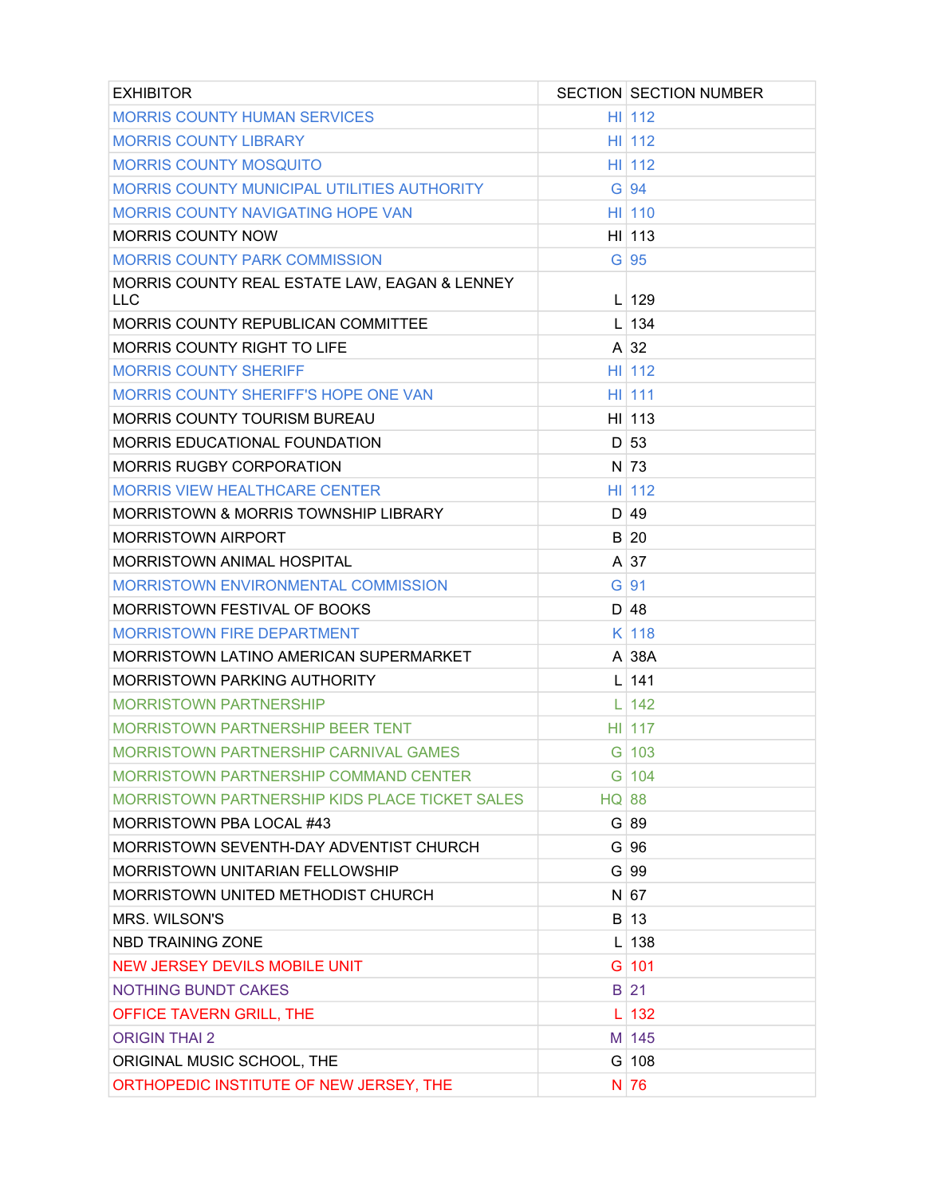| EXHIBITOR | SECTION | SECTION NUMBER |
|---|---|---|
| MORRIS COUNTY HUMAN SERVICES | HI | 112 |
| MORRIS COUNTY LIBRARY | HI | 112 |
| MORRIS COUNTY MOSQUITO | HI | 112 |
| MORRIS COUNTY MUNICIPAL UTILITIES AUTHORITY | G | 94 |
| MORRIS COUNTY NAVIGATING HOPE VAN | HI | 110 |
| MORRIS COUNTY NOW | HI | 113 |
| MORRIS COUNTY PARK COMMISSION | G | 95 |
| MORRIS COUNTY REAL ESTATE LAW, EAGAN & LENNEY LLC | L | 129 |
| MORRIS COUNTY REPUBLICAN COMMITTEE | L | 134 |
| MORRIS COUNTY RIGHT TO LIFE | A | 32 |
| MORRIS COUNTY SHERIFF | HI | 112 |
| MORRIS COUNTY SHERIFF'S HOPE ONE VAN | HI | 111 |
| MORRIS COUNTY TOURISM BUREAU | HI | 113 |
| MORRIS EDUCATIONAL FOUNDATION | D | 53 |
| MORRIS RUGBY CORPORATION | N | 73 |
| MORRIS VIEW HEALTHCARE CENTER | HI | 112 |
| MORRISTOWN & MORRIS TOWNSHIP LIBRARY | D | 49 |
| MORRISTOWN AIRPORT | B | 20 |
| MORRISTOWN ANIMAL HOSPITAL | A | 37 |
| MORRISTOWN ENVIRONMENTAL COMMISSION | G | 91 |
| MORRISTOWN FESTIVAL OF BOOKS | D | 48 |
| MORRISTOWN FIRE DEPARTMENT | K | 118 |
| MORRISTOWN LATINO AMERICAN SUPERMARKET | A | 38A |
| MORRISTOWN PARKING AUTHORITY | L | 141 |
| MORRISTOWN PARTNERSHIP | L | 142 |
| MORRISTOWN PARTNERSHIP BEER TENT | HI | 117 |
| MORRISTOWN PARTNERSHIP CARNIVAL GAMES | G | 103 |
| MORRISTOWN PARTNERSHIP COMMAND CENTER | G | 104 |
| MORRISTOWN PARTNERSHIP KIDS PLACE TICKET SALES | HQ | 88 |
| MORRISTOWN PBA LOCAL #43 | G | 89 |
| MORRISTOWN SEVENTH-DAY ADVENTIST CHURCH | G | 96 |
| MORRISTOWN UNITARIAN FELLOWSHIP | G | 99 |
| MORRISTOWN UNITED METHODIST CHURCH | N | 67 |
| MRS. WILSON'S | B | 13 |
| NBD TRAINING ZONE | L | 138 |
| NEW JERSEY DEVILS MOBILE UNIT | G | 101 |
| NOTHING BUNDT CAKES | B | 21 |
| OFFICE TAVERN GRILL, THE | L | 132 |
| ORIGIN THAI 2 | M | 145 |
| ORIGINAL MUSIC SCHOOL, THE | G | 108 |
| ORTHOPEDIC INSTITUTE OF NEW JERSEY, THE | N | 76 |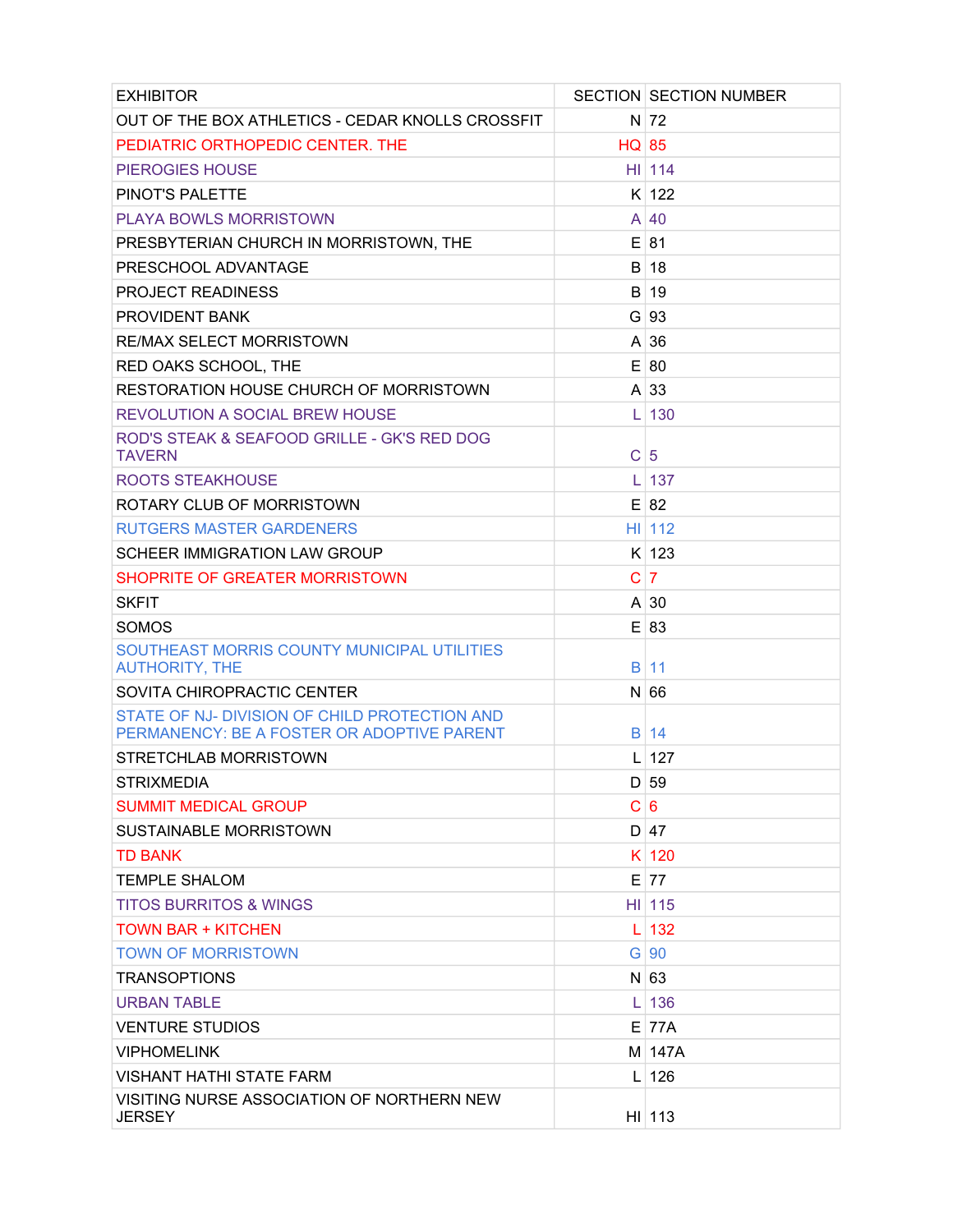| EXHIBITOR | SECTION | SECTION NUMBER |
|---|---|---|
| OUT OF THE BOX ATHLETICS - CEDAR KNOLLS CROSSFIT | N | 72 |
| PEDIATRIC ORTHOPEDIC CENTER. THE | HQ | 85 |
| PIEROGIES HOUSE | HI | 114 |
| PINOT'S PALETTE | K | 122 |
| PLAYA BOWLS MORRISTOWN | A | 40 |
| PRESBYTERIAN CHURCH IN MORRISTOWN, THE | E | 81 |
| PRESCHOOL ADVANTAGE | B | 18 |
| PROJECT READINESS | B | 19 |
| PROVIDENT BANK | G | 93 |
| RE/MAX SELECT MORRISTOWN | A | 36 |
| RED OAKS SCHOOL, THE | E | 80 |
| RESTORATION HOUSE CHURCH OF MORRISTOWN | A | 33 |
| REVOLUTION A SOCIAL BREW HOUSE | L | 130 |
| ROD'S STEAK & SEAFOOD GRILLE - GK'S RED DOG TAVERN | C | 5 |
| ROOTS STEAKHOUSE | L | 137 |
| ROTARY CLUB OF MORRISTOWN | E | 82 |
| RUTGERS MASTER GARDENERS | HI | 112 |
| SCHEER IMMIGRATION LAW GROUP | K | 123 |
| SHOPRITE OF GREATER MORRISTOWN | C | 7 |
| SKFIT | A | 30 |
| SOMOS | E | 83 |
| SOUTHEAST MORRIS COUNTY MUNICIPAL UTILITIES AUTHORITY, THE | B | 11 |
| SOVITA CHIROPRACTIC CENTER | N | 66 |
| STATE OF NJ- DIVISION OF CHILD PROTECTION AND PERMANENCY: BE A FOSTER OR ADOPTIVE PARENT | B | 14 |
| STRETCHLAB MORRISTOWN | L | 127 |
| STRIXMEDIA | D | 59 |
| SUMMIT MEDICAL GROUP | C | 6 |
| SUSTAINABLE MORRISTOWN | D | 47 |
| TD BANK | K | 120 |
| TEMPLE SHALOM | E | 77 |
| TITOS BURRITOS & WINGS | HI | 115 |
| TOWN BAR + KITCHEN | L | 132 |
| TOWN OF MORRISTOWN | G | 90 |
| TRANSOPTIONS | N | 63 |
| URBAN TABLE | L | 136 |
| VENTURE STUDIOS | E | 77A |
| VIPHOMELINK | M | 147A |
| VISHANT HATHI STATE FARM | L | 126 |
| VISITING NURSE ASSOCIATION OF NORTHERN NEW JERSEY | HI | 113 |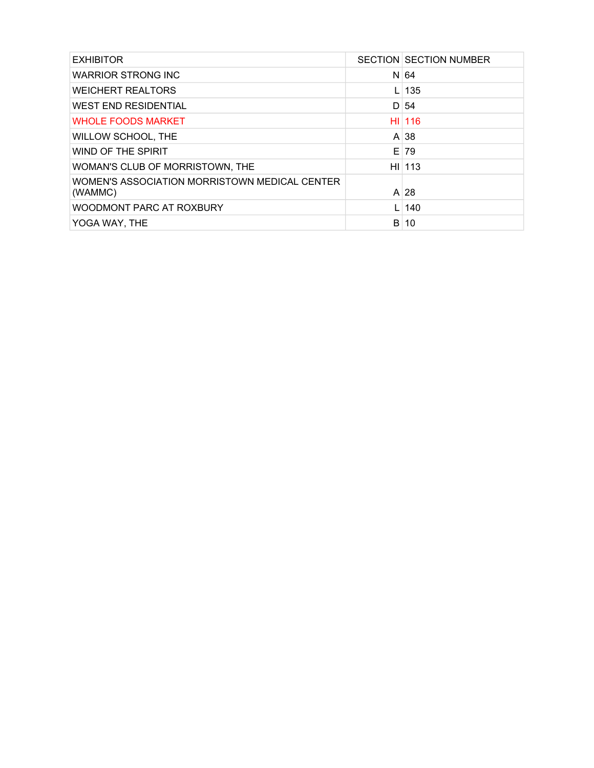| EXHIBITOR | SECTION | SECTION NUMBER |
| --- | --- | --- |
| WARRIOR STRONG INC | N | 64 |
| WEICHERT REALTORS | L | 135 |
| WEST END RESIDENTIAL | D | 54 |
| WHOLE FOODS MARKET | HI | 116 |
| WILLOW SCHOOL, THE | A | 38 |
| WIND OF THE SPIRIT | E | 79 |
| WOMAN'S CLUB OF MORRISTOWN, THE | HI | 113 |
| WOMEN'S ASSOCIATION MORRISTOWN MEDICAL CENTER (WAMMC) | A | 28 |
| WOODMONT PARC AT ROXBURY | L | 140 |
| YOGA WAY, THE | B | 10 |